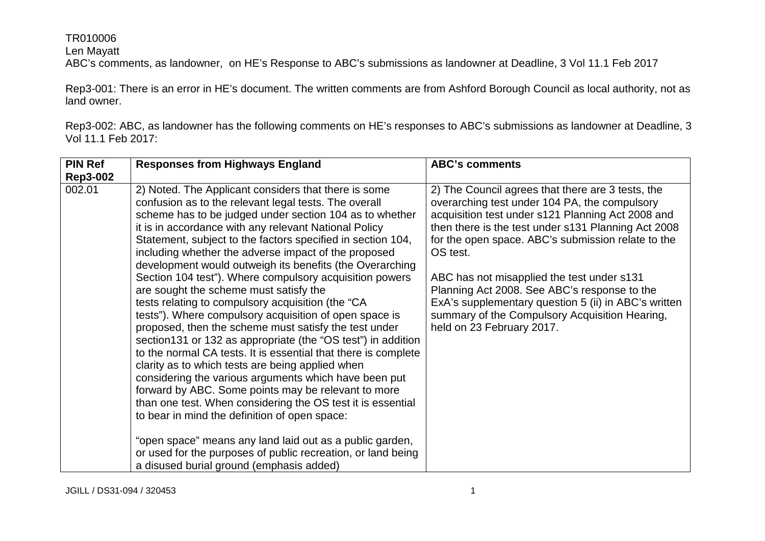TR010006
Len Mayatt
ABC's comments, as landowner, on HE's Response to ABC's submissions as landowner at Deadline, 3 Vol 11.1 Feb 2017

Rep3-001: There is an error in HE's document. The written comments are from Ashford Borough Council as local authority, not as land owner.

Rep3-002: ABC, as landowner has the following comments on HE's responses to ABC's submissions as landowner at Deadline, 3 Vol 11.1 Feb 2017:

| PIN Ref Rep3-002 | Responses from Highways England | ABC's comments |
|---|---|---|
| 002.01 | 2) Noted. The Applicant considers that there is some confusion as to the relevant legal tests. The overall scheme has to be judged under section 104 as to whether it is in accordance with any relevant National Policy Statement, subject to the factors specified in section 104, including whether the adverse impact of the proposed development would outweigh its benefits (the Overarching Section 104 test"). Where compulsory acquisition powers are sought the scheme must satisfy the tests relating to compulsory acquisition (the "CA tests"). Where compulsory acquisition of open space is proposed, then the scheme must satisfy the test under section131 or 132 as appropriate (the "OS test") in addition to the normal CA tests. It is essential that there is complete clarity as to which tests are being applied when considering the various arguments which have been put forward by ABC. Some points may be relevant to more than one test. When considering the OS test it is essential to bear in mind the definition of open space:<br><br>"open space" means any land laid out as a public garden, or used for the purposes of public recreation, or land being a disused burial ground (emphasis added) | 2) The Council agrees that there are 3 tests, the overarching test under 104 PA, the compulsory acquisition test under s121 Planning Act 2008 and then there is the test under s131 Planning Act 2008 for the open space. ABC's submission relate to the OS test.<br><br>ABC has not misapplied the test under s131 Planning Act 2008. See ABC's response to the ExA's supplementary question 5 (ii) in ABC's written summary of the Compulsory Acquisition Hearing, held on 23 February 2017. |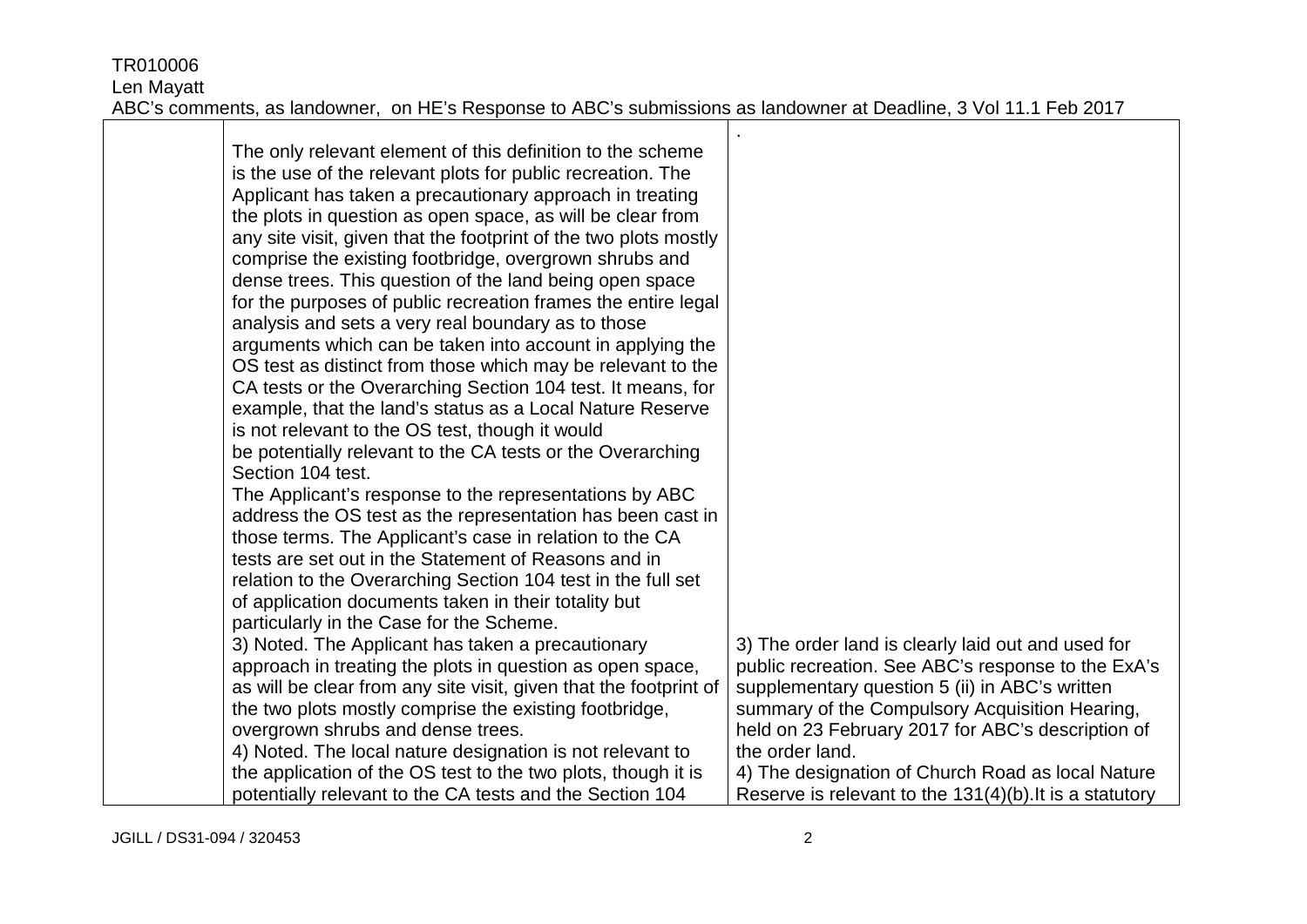| | | |
|---|---|---|
| | The only relevant element of this definition to the scheme is the use of the relevant plots for public recreation. The Applicant has taken a precautionary approach in treating the plots in question as open space, as will be clear from any site visit, given that the footprint of the two plots mostly comprise the existing footbridge, overgrown shrubs and dense trees. This question of the land being open space for the purposes of public recreation frames the entire legal analysis and sets a very real boundary as to those arguments which can be taken into account in applying the OS test as distinct from those which may be relevant to the CA tests or the Overarching Section 104 test. It means, for example, that the land's status as a Local Nature Reserve is not relevant to the OS test, though it would be potentially relevant to the CA tests or the Overarching Section 104 test.<br>The Applicant's response to the representations by ABC address the OS test as the representation has been cast in those terms. The Applicant's case in relation to the CA tests are set out in the Statement of Reasons and in relation to the Overarching Section 104 test in the full set of application documents taken in their totality but particularly in the Case for the Scheme.<br>3) Noted. The Applicant has taken a precautionary approach in treating the plots in question as open space, as will be clear from any site visit, given that the footprint of the two plots mostly comprise the existing footbridge, overgrown shrubs and dense trees.<br>4) Noted. The local nature designation is not relevant to the application of the OS test to the two plots, though it is potentially relevant to the CA tests and the Section 104 | .<br>3) The order land is clearly laid out and used for public recreation. See ABC's response to the ExA's supplementary question 5 (ii) in ABC's written summary of the Compulsory Acquisition Hearing, held on 23 February 2017 for ABC's description of the order land.<br>4) The designation of Church Road as local Nature Reserve is relevant to the 131(4)(b).It is a statutory |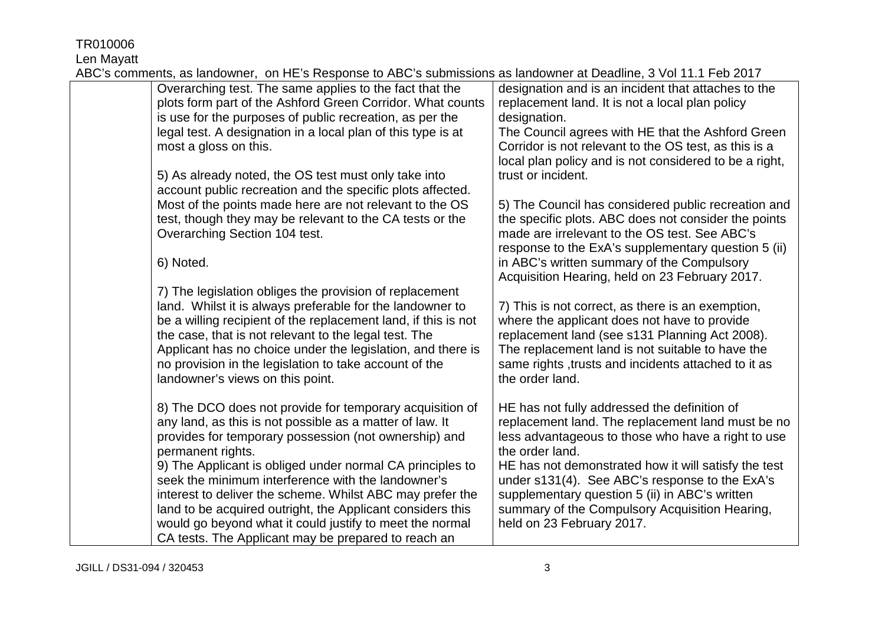TR010006

Len Mayatt

ABC's comments, as landowner, on HE's Response to ABC's submissions as landowner at Deadline, 3 Vol 11.1 Feb 2017

| | | |
|---|---|---|
| | Overarching test. The same applies to the fact that the plots form part of the Ashford Green Corridor. What counts is use for the purposes of public recreation, as per the legal test. A designation in a local plan of this type is at most a gloss on this.<br><br>5) As already noted, the OS test must only take into account public recreation and the specific plots affected. Most of the points made here are not relevant to the OS test, though they may be relevant to the CA tests or the Overarching Section 104 test.<br><br>6) Noted.<br><br>7) The legislation obliges the provision of replacement land. Whilst it is always preferable for the landowner to be a willing recipient of the replacement land, if this is not the case, that is not relevant to the legal test. The Applicant has no choice under the legislation, and there is no provision in the legislation to take account of the landowner's views on this point.<br><br>8) The DCO does not provide for temporary acquisition of any land, as this is not possible as a matter of law. It provides for temporary possession (not ownership) and permanent rights.<br>9) The Applicant is obliged under normal CA principles to seek the minimum interference with the landowner's interest to deliver the scheme. Whilst ABC may prefer the land to be acquired outright, the Applicant considers this would go beyond what it could justify to meet the normal CA tests. The Applicant may be prepared to reach an | designation and is an incident that attaches to the replacement land. It is not a local plan policy designation.<br>The Council agrees with HE that the Ashford Green Corridor is not relevant to the OS test, as this is a local plan policy and is not considered to be a right, trust or incident.<br><br>5) The Council has considered public recreation and the specific plots. ABC does not consider the points made are irrelevant to the OS test. See ABC's response to the ExA's supplementary question 5 (ii) in ABC's written summary of the Compulsory Acquisition Hearing, held on 23 February 2017.<br><br>7) This is not correct, as there is an exemption, where the applicant does not have to provide replacement land (see s131 Planning Act 2008). The replacement land is not suitable to have the same rights ,trusts and incidents attached to it as the order land.<br><br>HE has not fully addressed the definition of replacement land. The replacement land must be no less advantageous to those who have a right to use the order land.<br>HE has not demonstrated how it will satisfy the test under s131(4). See ABC's response to the ExA's supplementary question 5 (ii) in ABC's written summary of the Compulsory Acquisition Hearing, held on 23 February 2017. |

JGILL / DS31-094 / 320453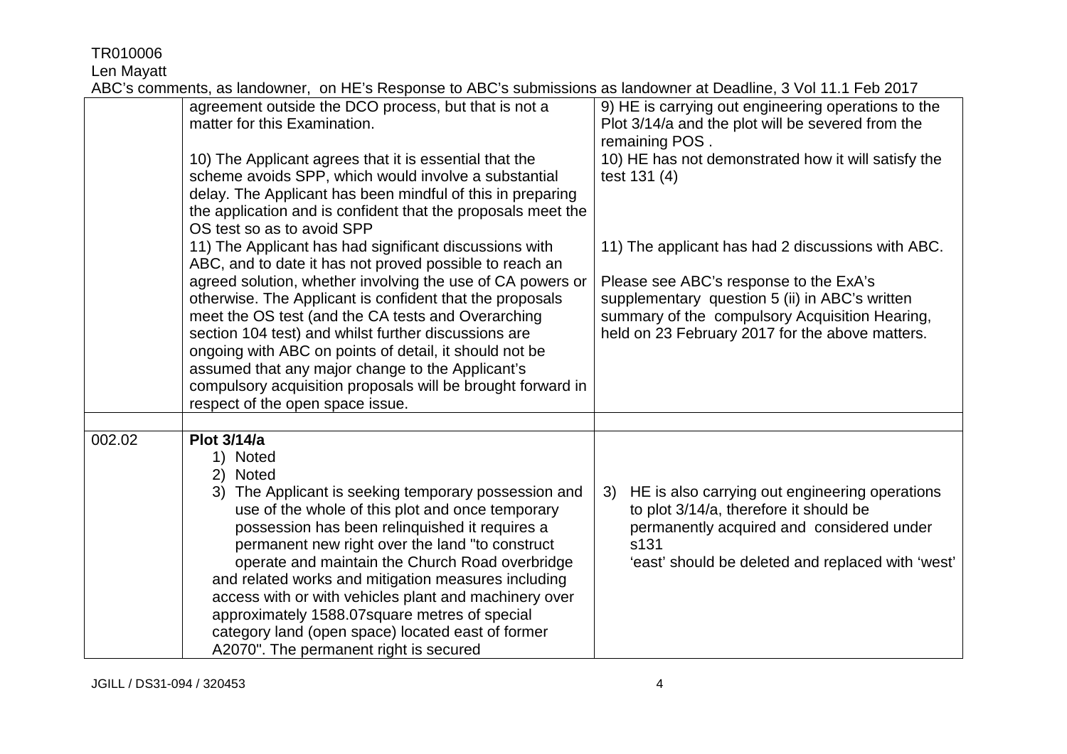TR010006
Len Mayatt
ABC's comments, as landowner, on HE's Response to ABC's submissions as landowner at Deadline, 3 Vol 11.1 Feb 2017

| | | |
|---|---|---|
| | agreement outside the DCO process, but that is not a matter for this Examination.<br><br>10) The Applicant agrees that it is essential that the scheme avoids SPP, which would involve a substantial delay. The Applicant has been mindful of this in preparing the application and is confident that the proposals meet the OS test so as to avoid SPP<br>11) The Applicant has had significant discussions with ABC, and to date it has not proved possible to reach an agreed solution, whether involving the use of CA powers or otherwise. The Applicant is confident that the proposals meet the OS test (and the CA tests and Overarching section 104 test) and whilst further discussions are ongoing with ABC on points of detail, it should not be assumed that any major change to the Applicant's compulsory acquisition proposals will be brought forward in respect of the open space issue. | 9) HE is carrying out engineering operations to the Plot 3/14/a and the plot will be severed from the remaining POS .<br>10) HE has not demonstrated how it will satisfy the test 131 (4)<br><br>11) The applicant has had 2 discussions with ABC.<br><br>Please see ABC's response to the ExA's supplementary question 5 (ii) in ABC's written summary of the compulsory Acquisition Hearing, held on 23 February 2017 for the above matters. |
| | | |
| 002.02 | **Plot 3/14/a**<br>1) Noted<br>2) Noted<br>3) The Applicant is seeking temporary possession and use of the whole of this plot and once temporary possession has been relinquished it requires a permanent new right over the land "to construct operate and maintain the Church Road overbridge and related works and mitigation measures including access with or with vehicles plant and machinery over approximately 1588.07square metres of special category land (open space) located east of former A2070". The permanent right is secured | 3) HE is also carrying out engineering operations to plot 3/14/a, therefore it should be permanently acquired and considered under s131<br>'east' should be deleted and replaced with 'west' |

JGILL / DS31-094 / 320453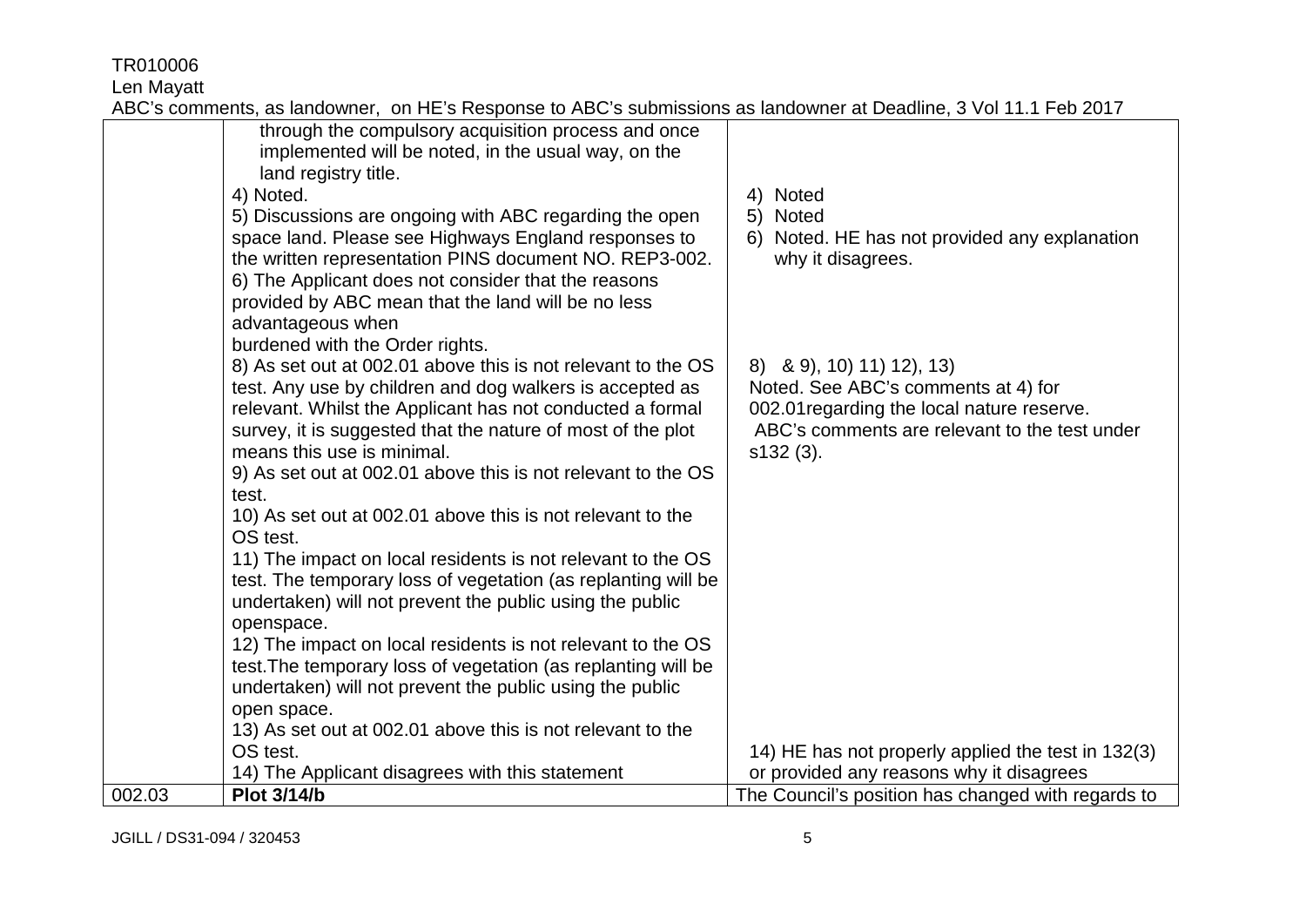| | through the compulsory acquisition process and once implemented will be noted, in the usual way, on the land registry title.<br>4) Noted.<br>5) Discussions are ongoing with ABC regarding the open space land. Please see Highways England responses to the written representation PINS document NO. REP3-002.<br>6) The Applicant does not consider that the reasons provided by ABC mean that the land will be no less advantageous when burdened with the Order rights.<br>8) As set out at 002.01 above this is not relevant to the OS test. Any use by children and dog walkers is accepted as relevant. Whilst the Applicant has not conducted a formal survey, it is suggested that the nature of most of the plot means this use is minimal.<br>9) As set out at 002.01 above this is not relevant to the OS test.<br>10) As set out at 002.01 above this is not relevant to the OS test.<br>11) The impact on local residents is not relevant to the OS test. The temporary loss of vegetation (as replanting will be undertaken) will not prevent the public using the public openspace.<br>12) The impact on local residents is not relevant to the OS test.The temporary loss of vegetation (as replanting will be undertaken) will not prevent the public using the public open space.<br>13) As set out at 002.01 above this is not relevant to the OS test.<br>14) The Applicant disagrees with this statement | 4) Noted<br>5) Noted<br>6) Noted. HE has not provided any explanation why it disagrees.<br><br>8) & 9), 10) 11) 12), 13)<br>Noted. See ABC's comments at 4) for 002.01regarding the local nature reserve.<br>ABC's comments are relevant to the test under s132 (3).<br><br>14) HE has not properly applied the test in 132(3) or provided any reasons why it disagrees |
|---|---|---|
| 002.03 | **Plot 3/14/b** | The Council's position has changed with regards to |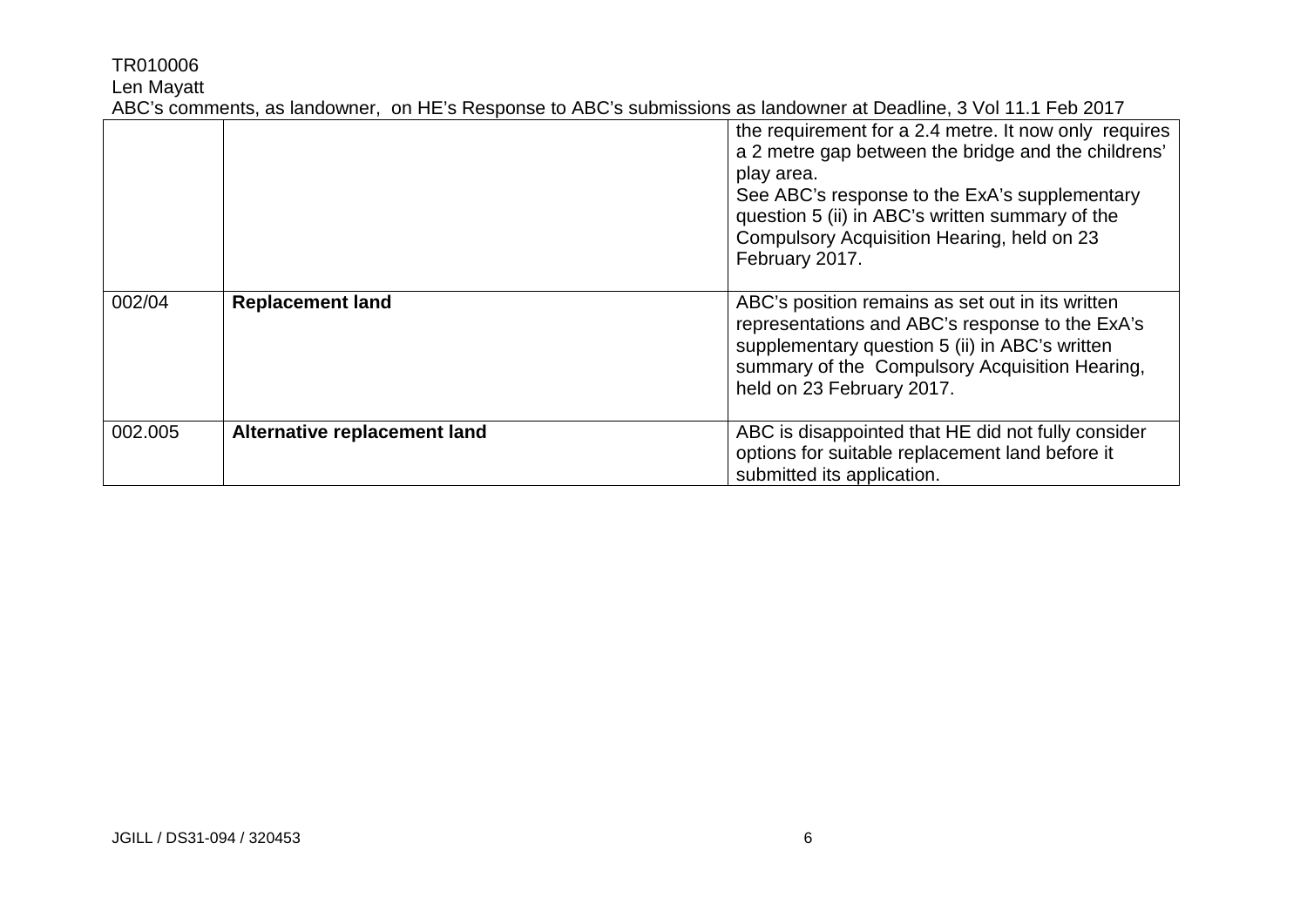| | | |
|---|---|---|
| | | the requirement for a 2.4 metre. It now only requires a 2 metre gap between the bridge and the childrens' play area. See ABC's response to the ExA's supplementary question 5 (ii) in ABC's written summary of the Compulsory Acquisition Hearing, held on 23 February 2017. |
| 002/04 | **Replacement land** | ABC's position remains as set out in its written representations and ABC's response to the ExA's supplementary question 5 (ii) in ABC's written summary of the Compulsory Acquisition Hearing, held on 23 February 2017. |
| 002.005 | **Alternative replacement land** | ABC is disappointed that HE did not fully consider options for suitable replacement land before it submitted its application. |